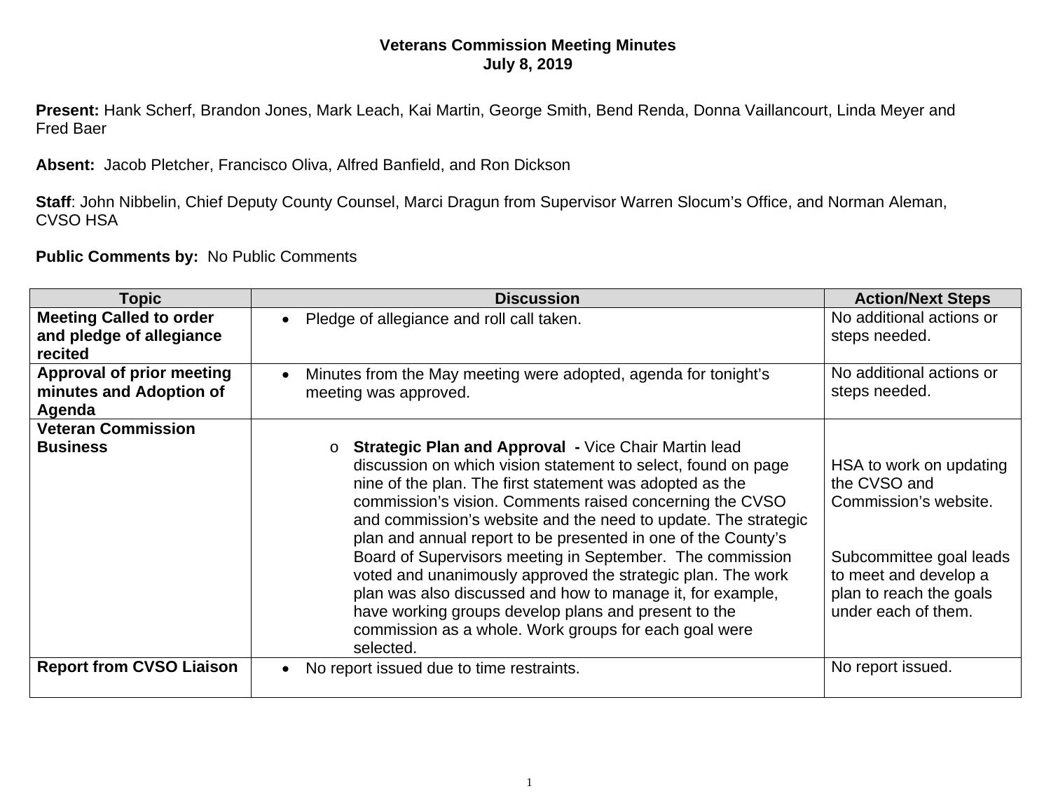# Veterans Commission Meeting Minutes
## July 8, 2019

**Present:** Hank Scherf, Brandon Jones, Mark Leach, Kai Martin, George Smith, Bend Renda, Donna Vaillancourt, Linda Meyer and Fred Baer

**Absent:** Jacob Pletcher, Francisco Oliva, Alfred Banfield, and Ron Dickson

**Staff**: John Nibbelin, Chief Deputy County Counsel, Marci Dragun from Supervisor Warren Slocum's Office, and Norman Aleman, CVSO HSA

**Public Comments by:** No Public Comments

| Topic | Discussion | Action/Next Steps |
|---|---|---|
| **Meeting Called to order and pledge of allegiance recited** | • Pledge of allegiance and roll call taken. | No additional actions or steps needed. |
| **Approval of prior meeting minutes and Adoption of Agenda** | • Minutes from the May meeting were adopted, agenda for tonight's meeting was approved. | No additional actions or steps needed. |
| **Veteran Commission Business** | o **Strategic Plan and Approval -** Vice Chair Martin lead discussion on which vision statement to select, found on page nine of the plan. The first statement was adopted as the commission's vision. Comments raised concerning the CVSO and commission's website and the need to update. The strategic plan and annual report to be presented in one of the County's Board of Supervisors meeting in September. The commission voted and unanimously approved the strategic plan. The work plan was also discussed and how to manage it, for example, have working groups develop plans and present to the commission as a whole. Work groups for each goal were selected. | HSA to work on updating the CVSO and Commission's website.<br><br>Subcommittee goal leads to meet and develop a plan to reach the goals under each of them. |
| **Report from CVSO Liaison** | • No report issued due to time restraints. | No report issued. |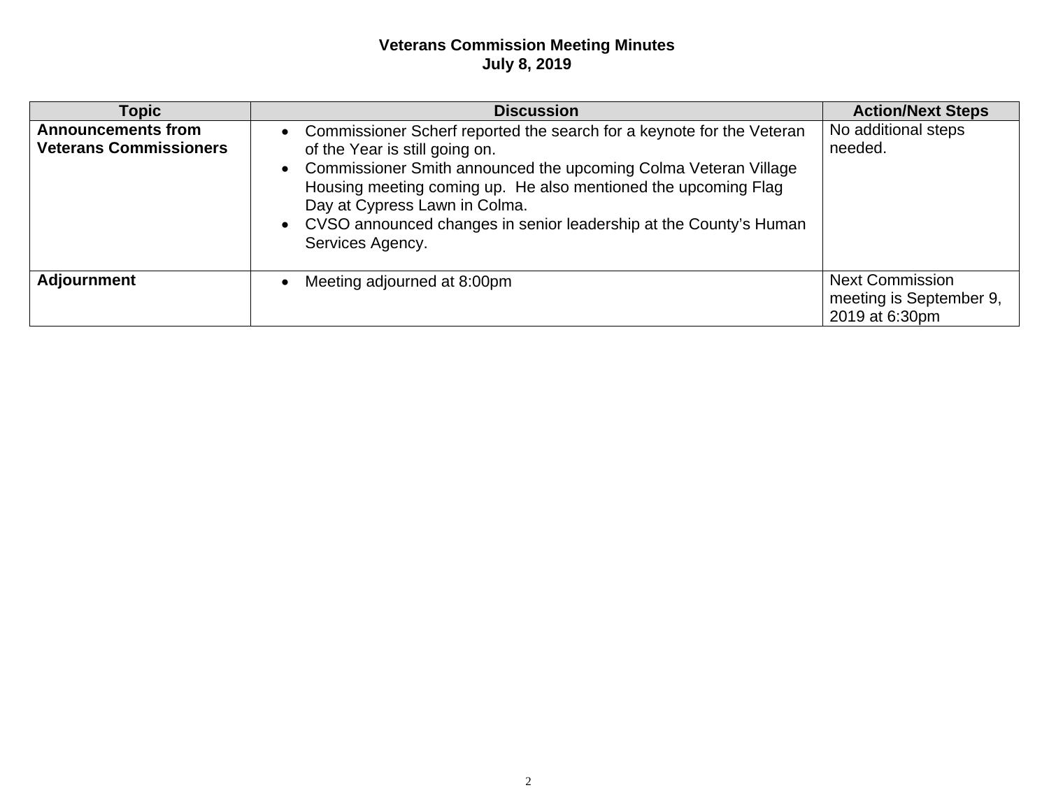**Veterans Commission Meeting Minutes**
**July 8, 2019**

| Topic | Discussion | Action/Next Steps |
|---|---|---|
| **Announcements from Veterans Commissioners** | • Commissioner Scherf reported the search for a keynote for the Veteran of the Year is still going on.<br>• Commissioner Smith announced the upcoming Colma Veteran Village Housing meeting coming up. He also mentioned the upcoming Flag Day at Cypress Lawn in Colma.<br>• CVSO announced changes in senior leadership at the County's Human Services Agency. | No additional steps needed. |
| **Adjournment** | • Meeting adjourned at 8:00pm | Next Commission meeting is September 9, 2019 at 6:30pm |